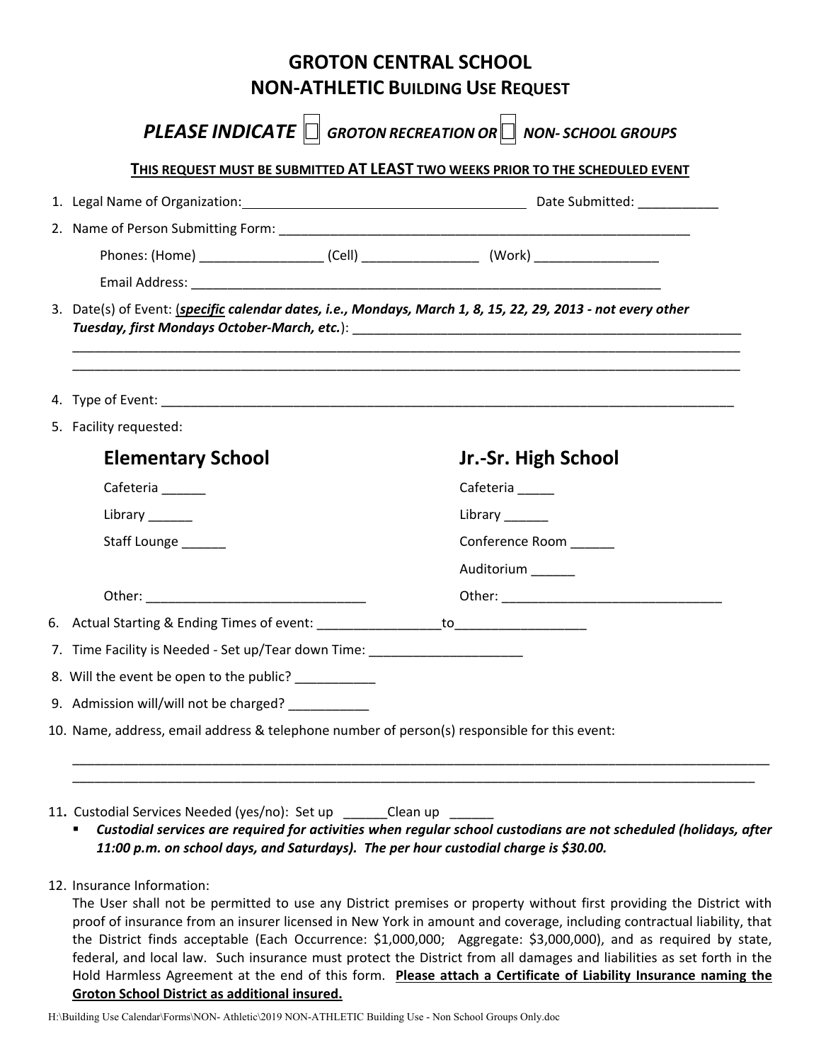# GROTON CENTRAL SCHOOL
## NON-ATHLETIC BUILDING USE REQUEST

***PLEASE INDICATE ☐ GROTON RECREATION OR ☐ NON- SCHOOL GROUPS***

**THIS REQUEST MUST BE SUBMITTED AT LEAST TWO WEEKS PRIOR TO THE SCHEDULED EVENT**

1. Legal Name of Organization: ______________________________ Date Submitted: ___________
2. Name of Person Submitting Form: __________________________________________________________

   Phones: (Home) _________________ (Cell) ________________ (Work) _________________

   Email Address: ____________________________________________________________________
3. Date(s) of Event: (***specific** calendar dates, i.e., Mondays, March 1, 8, 15, 22, 29, 2013 - not every other Tuesday, first Mondays October-March, etc.*): _______________________________________________________
   ________________________________________________________________________________________________
   ________________________________________________________________________________________________
4. Type of Event: ___________________________________________________________________________________
5. Facility requested:

| **Elementary School** | **Jr.-Sr. High School** |
| --- | --- |
| Cafeteria ______ | Cafeteria _____ |
| Library ______ | Library ______ |
| Staff Lounge ______ | Conference Room ______ |
| | Auditorium ______ |
| Other: ______________________________ | Other: ______________________________ |

6. Actual Starting & Ending Times of event: _________________to_________________
7. Time Facility is Needed - Set up/Tear down Time: _____________________
8. Will the event be open to the public? ___________
9. Admission will/will not be charged? ___________
10. Name, address, email address & telephone number of person(s) responsible for this event:

    ________________________________________________________________________________________________
    ________________________________________________________________________________________________
11. Custodial Services Needed (yes/no): Set up ______Clean up ______
    - ***Custodial services are required for activities when regular school custodians are not scheduled (holidays, after 11:00 p.m. on school days, and Saturdays). The per hour custodial charge is $30.00.***
12. Insurance Information:

    The User shall not be permitted to use any District premises or property without first providing the District with proof of insurance from an insurer licensed in New York in amount and coverage, including contractual liability, that the District finds acceptable (Each Occurrence: $1,000,000; Aggregate: $3,000,000), and as required by state, federal, and local law. Such insurance must protect the District from all damages and liabilities as set forth in the Hold Harmless Agreement at the end of this form. **Please attach a Certificate of Liability Insurance naming the Groton School District as additional insured.**

H:\Building Use Calendar\Forms\NON- Athletic\2019 NON-ATHLETIC Building Use - Non School Groups Only.doc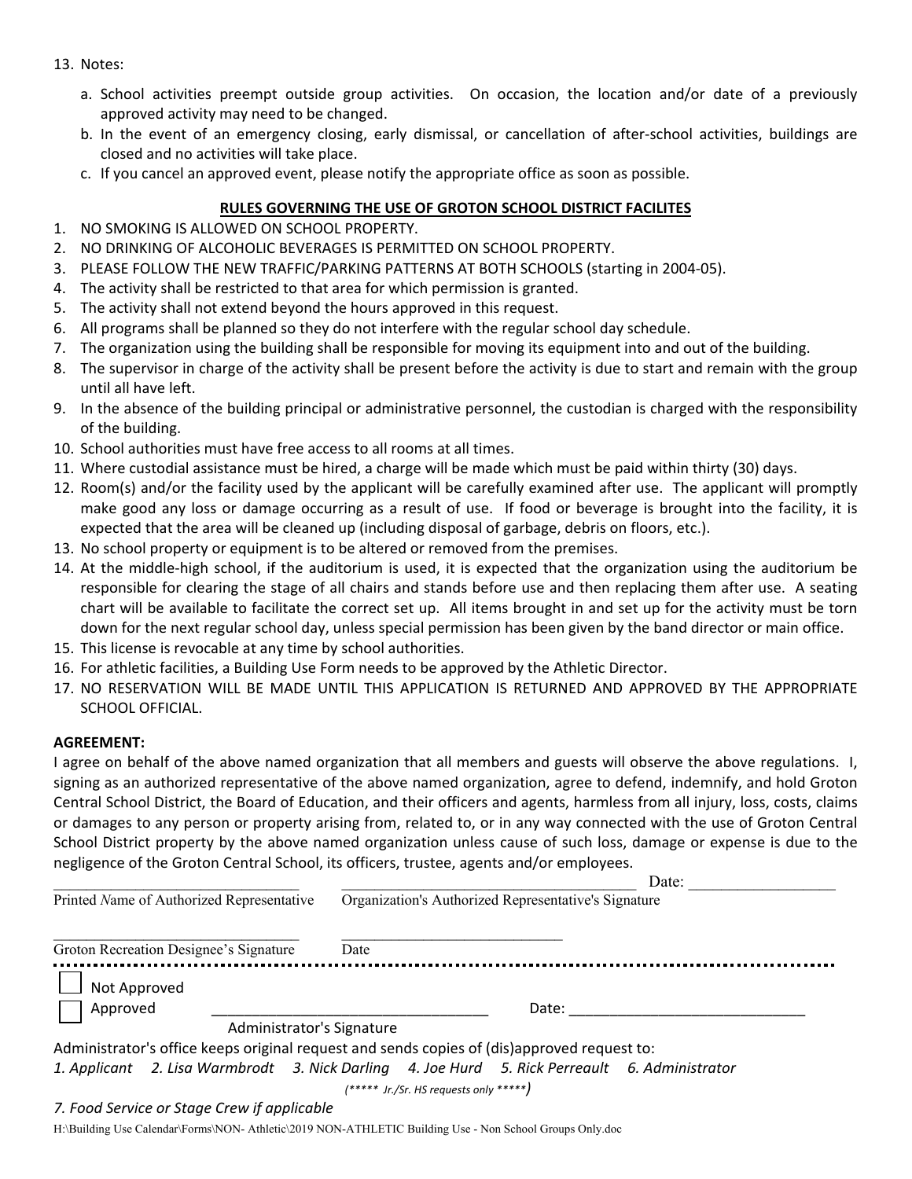13. Notes:

    a. School activities preempt outside group activities. On occasion, the location and/or date of a previously approved activity may need to be changed.
    b. In the event of an emergency closing, early dismissal, or cancellation of after-school activities, buildings are closed and no activities will take place.
    c. If you cancel an approved event, please notify the appropriate office as soon as possible.

## RULES GOVERNING THE USE OF GROTON SCHOOL DISTRICT FACILITES

1. NO SMOKING IS ALLOWED ON SCHOOL PROPERTY.
2. NO DRINKING OF ALCOHOLIC BEVERAGES IS PERMITTED ON SCHOOL PROPERTY.
3. PLEASE FOLLOW THE NEW TRAFFIC/PARKING PATTERNS AT BOTH SCHOOLS (starting in 2004-05).
4. The activity shall be restricted to that area for which permission is granted.
5. The activity shall not extend beyond the hours approved in this request.
6. All programs shall be planned so they do not interfere with the regular school day schedule.
7. The organization using the building shall be responsible for moving its equipment into and out of the building.
8. The supervisor in charge of the activity shall be present before the activity is due to start and remain with the group until all have left.
9. In the absence of the building principal or administrative personnel, the custodian is charged with the responsibility of the building.
10. School authorities must have free access to all rooms at all times.
11. Where custodial assistance must be hired, a charge will be made which must be paid within thirty (30) days.
12. Room(s) and/or the facility used by the applicant will be carefully examined after use. The applicant will promptly make good any loss or damage occurring as a result of use. If food or beverage is brought into the facility, it is expected that the area will be cleaned up (including disposal of garbage, debris on floors, etc.).
13. No school property or equipment is to be altered or removed from the premises.
14. At the middle-high school, if the auditorium is used, it is expected that the organization using the auditorium be responsible for clearing the stage of all chairs and stands before use and then replacing them after use. A seating chart will be available to facilitate the correct set up. All items brought in and set up for the activity must be torn down for the next regular school day, unless special permission has been given by the band director or main office.
15. This license is revocable at any time by school authorities.
16. For athletic facilities, a Building Use Form needs to be approved by the Athletic Director.
17. NO RESERVATION WILL BE MADE UNTIL THIS APPLICATION IS RETURNED AND APPROVED BY THE APPROPRIATE SCHOOL OFFICIAL.

**AGREEMENT:**

I agree on behalf of the above named organization that all members and guests will observe the above regulations. I, signing as an authorized representative of the above named organization, agree to defend, indemnify, and hold Groton Central School District, the Board of Education, and their officers and agents, harmless from all injury, loss, costs, claims or damages to any person or property arising from, related to, or in any way connected with the use of Groton Central School District property by the above named organization unless cause of such loss, damage or expense is due to the negligence of the Groton Central School, its officers, trustee, agents and/or employees.

_______________________________ _______________________________ Date: __________________

Printed Name of Authorized Representative Organization's Authorized Representative's Signature

_______________________________ ___________________________

Groton Recreation Designee's Signature Date

☐ Not Approved

☐ Approved _________________________________ Date: _____________________________

Administrator's Signature

Administrator's office keeps original request and sends copies of (dis)approved request to:

*1. Applicant 2. Lisa Warmbrodt 3. Nick Darling 4. Joe Hurd 5. Rick Perreault 6. Administrator*

*(\*\*\*\*\* Jr./Sr. HS requests only \*\*\*\*\*)*

*7. Food Service or Stage Crew if applicable*

H:\Building Use Calendar\Forms\NON- Athletic\2019 NON-ATHLETIC Building Use - Non School Groups Only.doc